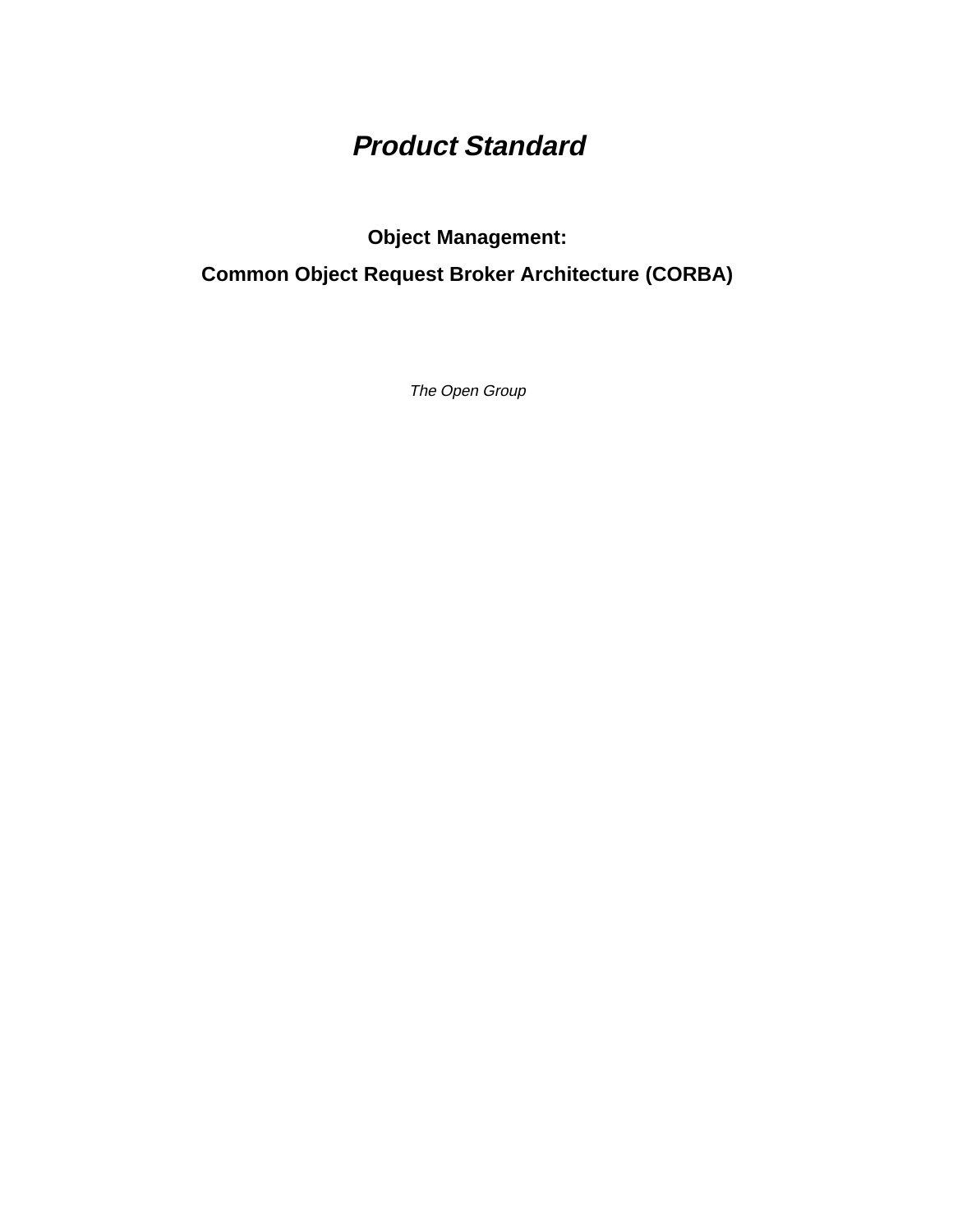# *Product Standard*

## Object Management:

## Common Object Request Broker Architecture (CORBA)

*The Open Group*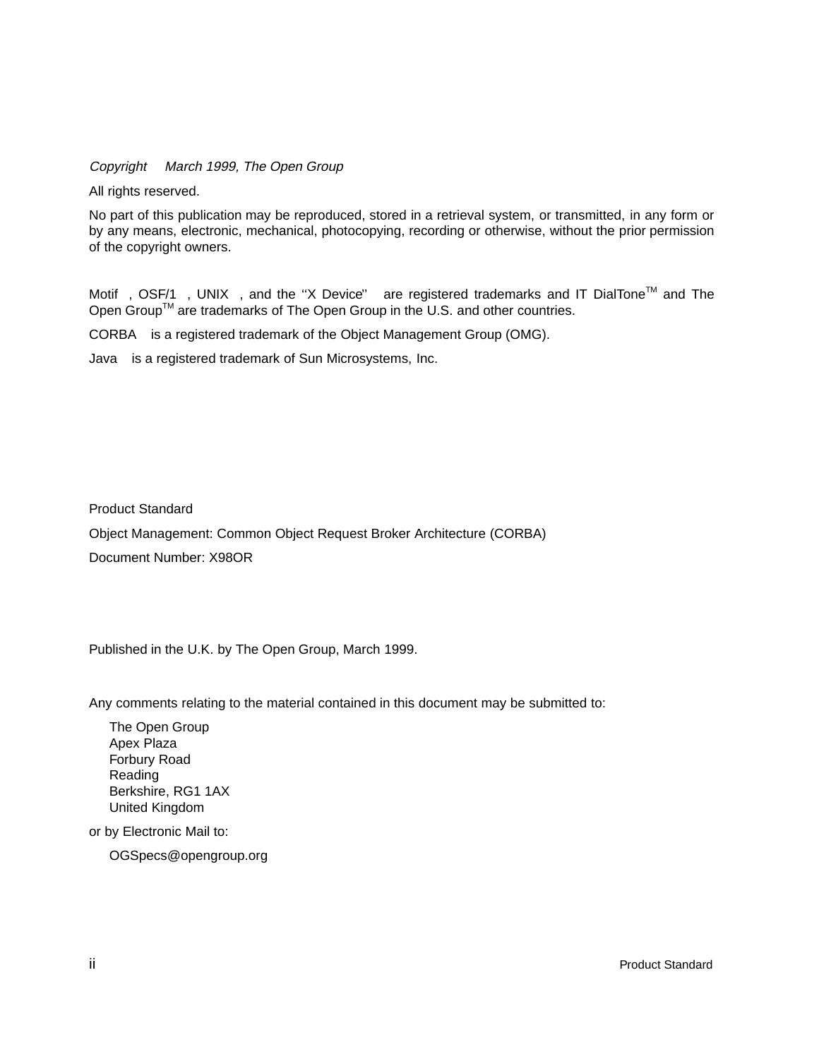*Copyright    March 1999, The Open Group*

All rights reserved.

No part of this publication may be reproduced, stored in a retrieval system, or transmitted, in any form or by any means, electronic, mechanical, photocopying, recording or otherwise, without the prior permission of the copyright owners.

Motif , OSF/1 , UNIX , and the ''X Device'' are registered trademarks and IT DialTone™ and The Open Group™ are trademarks of The Open Group in the U.S. and other countries.

CORBA is a registered trademark of the Object Management Group (OMG).

Java is a registered trademark of Sun Microsystems, Inc.

Product Standard

Object Management: Common Object Request Broker Architecture (CORBA)

Document Number: X98OR

Published in the U.K. by The Open Group, March 1999.

Any comments relating to the material contained in this document may be submitted to:

The Open Group
Apex Plaza
Forbury Road
Reading
Berkshire, RG1 1AX
United Kingdom

or by Electronic Mail to:

OGSpecs@opengroup.org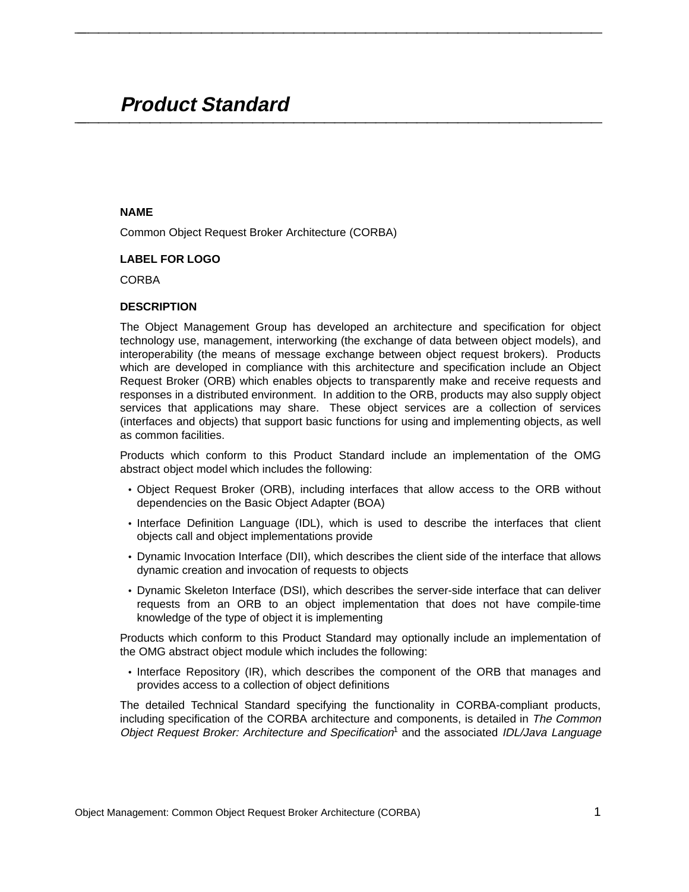# *Product Standard*

**NAME**

Common Object Request Broker Architecture (CORBA)

**LABEL FOR LOGO**

CORBA

**DESCRIPTION**

The Object Management Group has developed an architecture and specification for object technology use, management, interworking (the exchange of data between object models), and interoperability (the means of message exchange between object request brokers). Products which are developed in compliance with this architecture and specification include an Object Request Broker (ORB) which enables objects to transparently make and receive requests and responses in a distributed environment. In addition to the ORB, products may also supply object services that applications may share. These object services are a collection of services (interfaces and objects) that support basic functions for using and implementing objects, as well as common facilities.

Products which conform to this Product Standard include an implementation of the OMG abstract object model which includes the following:

- Object Request Broker (ORB), including interfaces that allow access to the ORB without dependencies on the Basic Object Adapter (BOA)
- Interface Definition Language (IDL), which is used to describe the interfaces that client objects call and object implementations provide
- Dynamic Invocation Interface (DII), which describes the client side of the interface that allows dynamic creation and invocation of requests to objects
- Dynamic Skeleton Interface (DSI), which describes the server-side interface that can deliver requests from an ORB to an object implementation that does not have compile-time knowledge of the type of object it is implementing

Products which conform to this Product Standard may optionally include an implementation of the OMG abstract object module which includes the following:

- Interface Repository (IR), which describes the component of the ORB that manages and provides access to a collection of object definitions

The detailed Technical Standard specifying the functionality in CORBA-compliant products, including specification of the CORBA architecture and components, is detailed in *The Common Object Request Broker: Architecture and Specification*[1] and the associated *IDL/Java Language*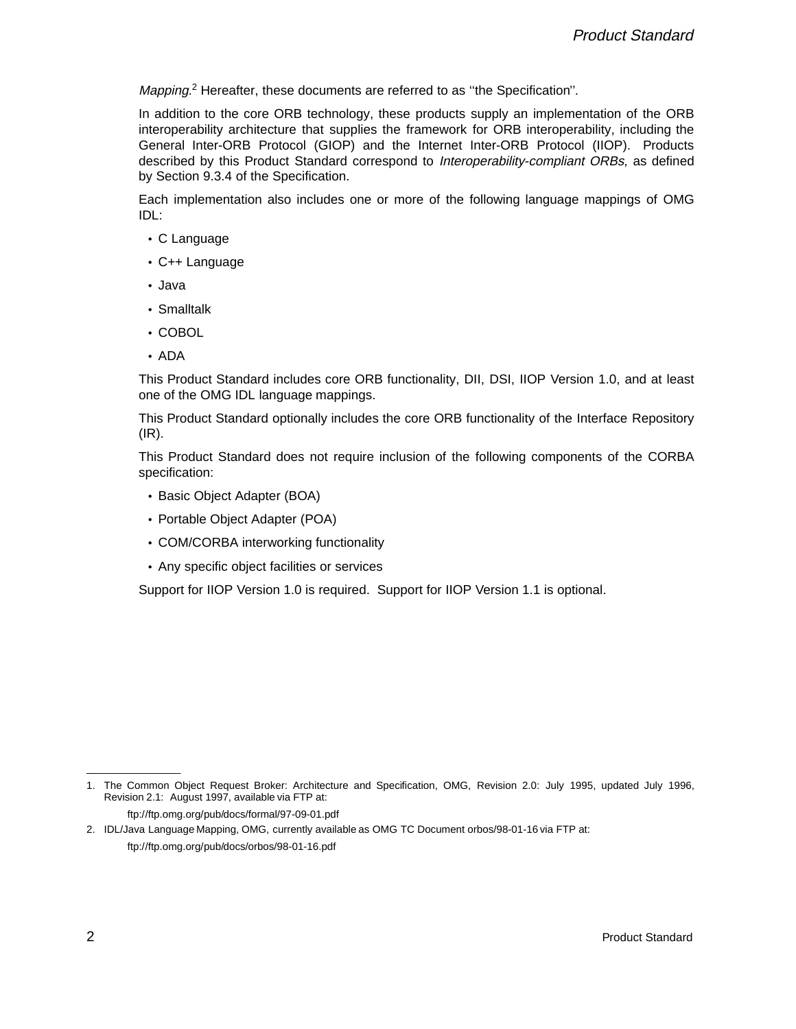*Mapping*.[2] Hereafter, these documents are referred to as ''the Specification''.

In addition to the core ORB technology, these products supply an implementation of the ORB interoperability architecture that supplies the framework for ORB interoperability, including the General Inter-ORB Protocol (GIOP) and the Internet Inter-ORB Protocol (IIOP). Products described by this Product Standard correspond to *Interoperability-compliant ORBs*, as defined by Section 9.3.4 of the Specification.

Each implementation also includes one or more of the following language mappings of OMG IDL:

- C Language
- C++ Language
- Java
- Smalltalk
- COBOL
- ADA

This Product Standard includes core ORB functionality, DII, DSI, IIOP Version 1.0, and at least one of the OMG IDL language mappings.

This Product Standard optionally includes the core ORB functionality of the Interface Repository (IR).

This Product Standard does not require inclusion of the following components of the CORBA specification:

- Basic Object Adapter (BOA)
- Portable Object Adapter (POA)
- COM/CORBA interworking functionality
- Any specific object facilities or services

Support for IIOP Version 1.0 is required. Support for IIOP Version 1.1 is optional.

---

1. The Common Object Request Broker: Architecture and Specification, OMG, Revision 2.0: July 1995, updated July 1996, Revision 2.1: August 1997, available via FTP at:

   ftp://ftp.omg.org/pub/docs/formal/97-09-01.pdf

2. IDL/Java Language Mapping, OMG, currently available as OMG TC Document orbos/98-01-16 via FTP at:

   ftp://ftp.omg.org/pub/docs/orbos/98-01-16.pdf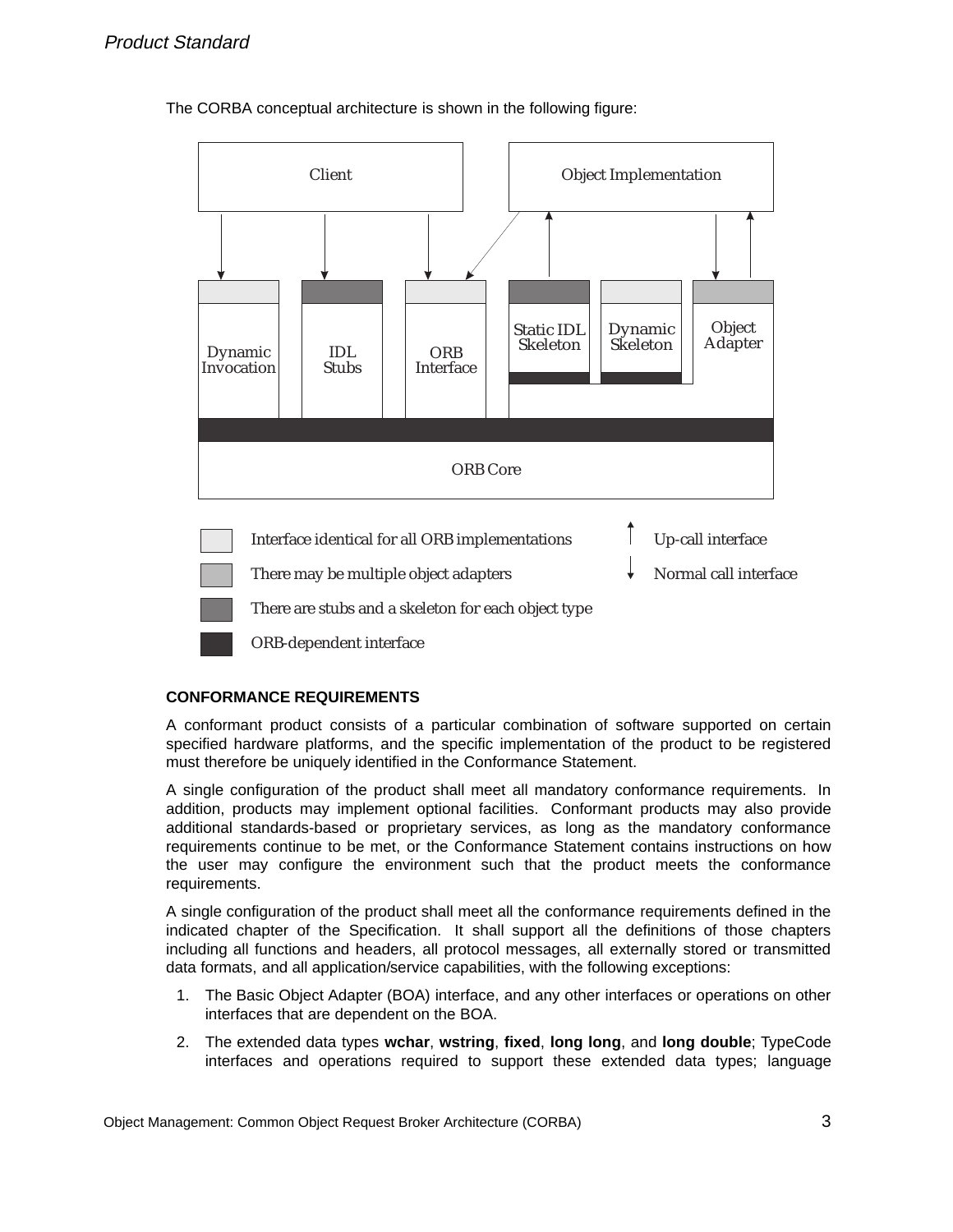The CORBA conceptual architecture is shown in the following figure:

Client

Object Implementation

Dynamic Invocation

IDL Stubs

ORB Interface

Static IDL Skeleton

Dynamic Skeleton

Object Adapter

ORB Core

Interface identical for all ORB implementations

There may be multiple object adapters

There are stubs and a skeleton for each object type

ORB-dependent interface

Up-call interface

Normal call interface

**CONFORMANCE REQUIREMENTS**

A conformant product consists of a particular combination of software supported on certain specified hardware platforms, and the specific implementation of the product to be registered must therefore be uniquely identified in the Conformance Statement.

A single configuration of the product shall meet all mandatory conformance requirements. In addition, products may implement optional facilities. Conformant products may also provide additional standards-based or proprietary services, as long as the mandatory conformance requirements continue to be met, or the Conformance Statement contains instructions on how the user may configure the environment such that the product meets the conformance requirements.

A single configuration of the product shall meet all the conformance requirements defined in the indicated chapter of the Specification. It shall support all the definitions of those chapters including all functions and headers, all protocol messages, all externally stored or transmitted data formats, and all application/service capabilities, with the following exceptions:

1. The Basic Object Adapter (BOA) interface, and any other interfaces or operations on other interfaces that are dependent on the BOA.
2. The extended data types **wchar**, **wstring**, **fixed**, **long long**, and **long double**; TypeCode interfaces and operations required to support these extended data types; language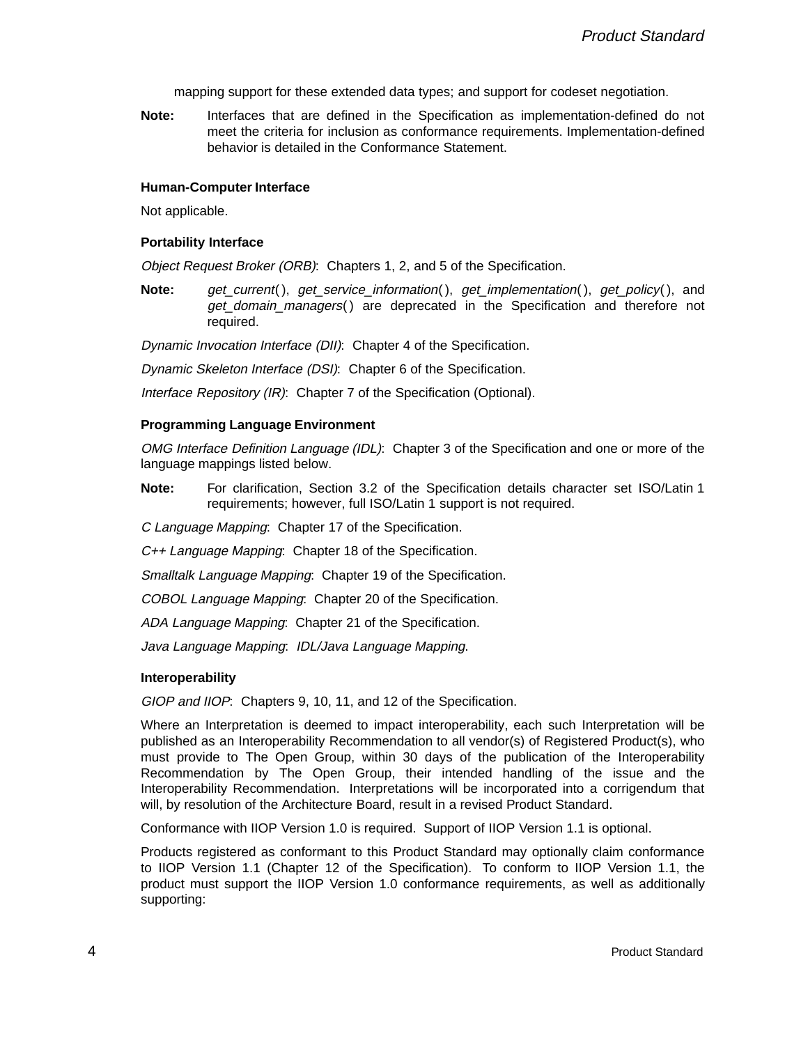mapping support for these extended data types; and support for codeset negotiation.

**Note:** Interfaces that are defined in the Specification as implementation-defined do not meet the criteria for inclusion as conformance requirements. Implementation-defined behavior is detailed in the Conformance Statement.

### Human-Computer Interface

Not applicable.

### Portability Interface

*Object Request Broker (ORB)*: Chapters 1, 2, and 5 of the Specification.

**Note:** *get_current*( ), *get_service_information*( ), *get_implementation*( ), *get_policy*( ), and *get_domain_managers*( ) are deprecated in the Specification and therefore not required.

*Dynamic Invocation Interface (DII)*: Chapter 4 of the Specification.

*Dynamic Skeleton Interface (DSI)*: Chapter 6 of the Specification.

*Interface Repository (IR)*: Chapter 7 of the Specification (Optional).

### Programming Language Environment

*OMG Interface Definition Language (IDL)*: Chapter 3 of the Specification and one or more of the language mappings listed below.

**Note:** For clarification, Section 3.2 of the Specification details character set ISO/Latin 1 requirements; however, full ISO/Latin 1 support is not required.

*C Language Mapping*: Chapter 17 of the Specification.

*C++ Language Mapping*: Chapter 18 of the Specification.

*Smalltalk Language Mapping*: Chapter 19 of the Specification.

*COBOL Language Mapping*: Chapter 20 of the Specification.

*ADA Language Mapping*: Chapter 21 of the Specification.

*Java Language Mapping*: *IDL/Java Language Mapping*.

### Interoperability

*GIOP and IIOP*: Chapters 9, 10, 11, and 12 of the Specification.

Where an Interpretation is deemed to impact interoperability, each such Interpretation will be published as an Interoperability Recommendation to all vendor(s) of Registered Product(s), who must provide to The Open Group, within 30 days of the publication of the Interoperability Recommendation by The Open Group, their intended handling of the issue and the Interoperability Recommendation. Interpretations will be incorporated into a corrigendum that will, by resolution of the Architecture Board, result in a revised Product Standard.

Conformance with IIOP Version 1.0 is required. Support of IIOP Version 1.1 is optional.

Products registered as conformant to this Product Standard may optionally claim conformance to IIOP Version 1.1 (Chapter 12 of the Specification). To conform to IIOP Version 1.1, the product must support the IIOP Version 1.0 conformance requirements, as well as additionally supporting: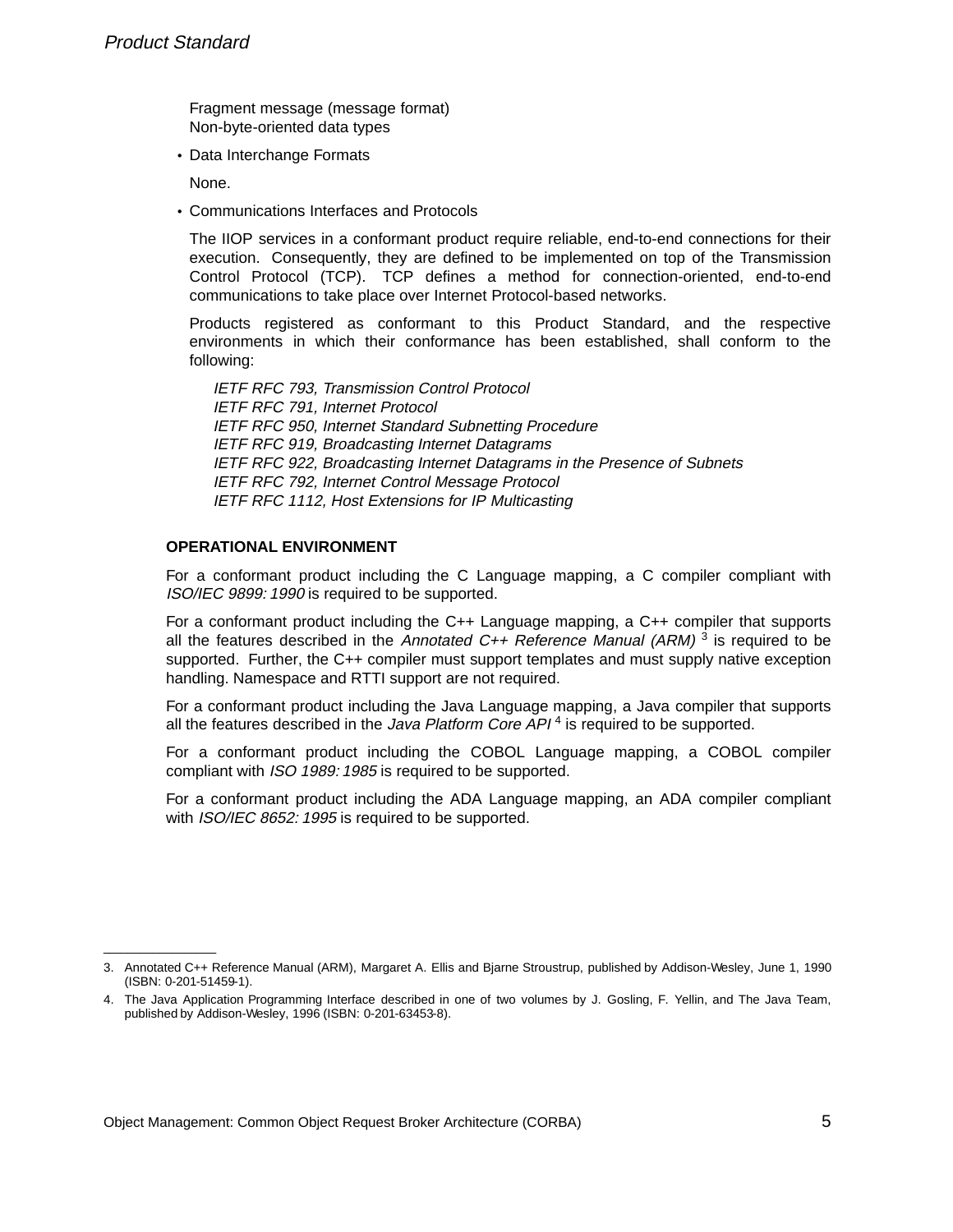Fragment message (message format)
Non-byte-oriented data types

- Data Interchange Formats

  None.

- Communications Interfaces and Protocols

  The IIOP services in a conformant product require reliable, end-to-end connections for their execution. Consequently, they are defined to be implemented on top of the Transmission Control Protocol (TCP). TCP defines a method for connection-oriented, end-to-end communications to take place over Internet Protocol-based networks.

  Products registered as conformant to this Product Standard, and the respective environments in which their conformance has been established, shall conform to the following:

  *IETF RFC 793, Transmission Control Protocol*
  *IETF RFC 791, Internet Protocol*
  *IETF RFC 950, Internet Standard Subnetting Procedure*
  *IETF RFC 919, Broadcasting Internet Datagrams*
  *IETF RFC 922, Broadcasting Internet Datagrams in the Presence of Subnets*
  *IETF RFC 792, Internet Control Message Protocol*
  *IETF RFC 1112, Host Extensions for IP Multicasting*

**OPERATIONAL ENVIRONMENT**

For a conformant product including the C Language mapping, a C compiler compliant with *ISO/IEC 9899: 1990* is required to be supported.

For a conformant product including the C++ Language mapping, a C++ compiler that supports all the features described in the *Annotated C++ Reference Manual (ARM)* [3] is required to be supported. Further, the C++ compiler must support templates and must supply native exception handling. Namespace and RTTI support are not required.

For a conformant product including the Java Language mapping, a Java compiler that supports all the features described in the *Java Platform Core API* [4] is required to be supported.

For a conformant product including the COBOL Language mapping, a COBOL compiler compliant with *ISO 1989: 1985* is required to be supported.

For a conformant product including the ADA Language mapping, an ADA compiler compliant with *ISO/IEC 8652: 1995* is required to be supported.

---

3. Annotated C++ Reference Manual (ARM), Margaret A. Ellis and Bjarne Stroustrup, published by Addison-Wesley, June 1, 1990 (ISBN: 0-201-51459-1).

4. The Java Application Programming Interface described in one of two volumes by J. Gosling, F. Yellin, and The Java Team, published by Addison-Wesley, 1996 (ISBN: 0-201-63453-8).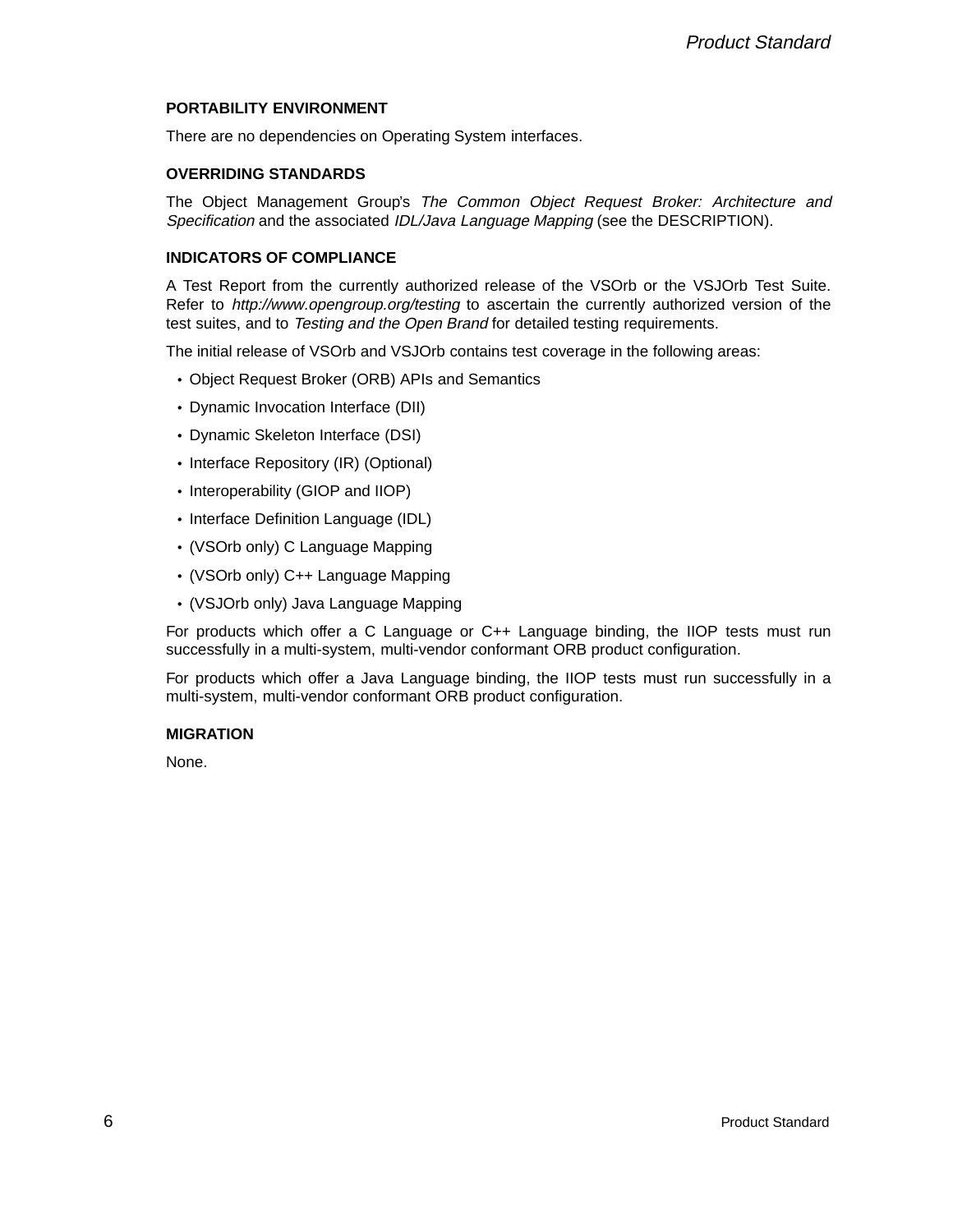**PORTABILITY ENVIRONMENT**

There are no dependencies on Operating System interfaces.

**OVERRIDING STANDARDS**

The Object Management Group's *The Common Object Request Broker: Architecture and Specification* and the associated *IDL/Java Language Mapping* (see the DESCRIPTION).

**INDICATORS OF COMPLIANCE**

A Test Report from the currently authorized release of the VSOrb or the VSJOrb Test Suite. Refer to *http://www.opengroup.org/testing* to ascertain the currently authorized version of the test suites, and to *Testing and the Open Brand* for detailed testing requirements.

The initial release of VSOrb and VSJOrb contains test coverage in the following areas:

- Object Request Broker (ORB) APIs and Semantics
- Dynamic Invocation Interface (DII)
- Dynamic Skeleton Interface (DSI)
- Interface Repository (IR) (Optional)
- Interoperability (GIOP and IIOP)
- Interface Definition Language (IDL)
- (VSOrb only) C Language Mapping
- (VSOrb only) C++ Language Mapping
- (VSJOrb only) Java Language Mapping

For products which offer a C Language or C++ Language binding, the IIOP tests must run successfully in a multi-system, multi-vendor conformant ORB product configuration.

For products which offer a Java Language binding, the IIOP tests must run successfully in a multi-system, multi-vendor conformant ORB product configuration.

**MIGRATION**

None.